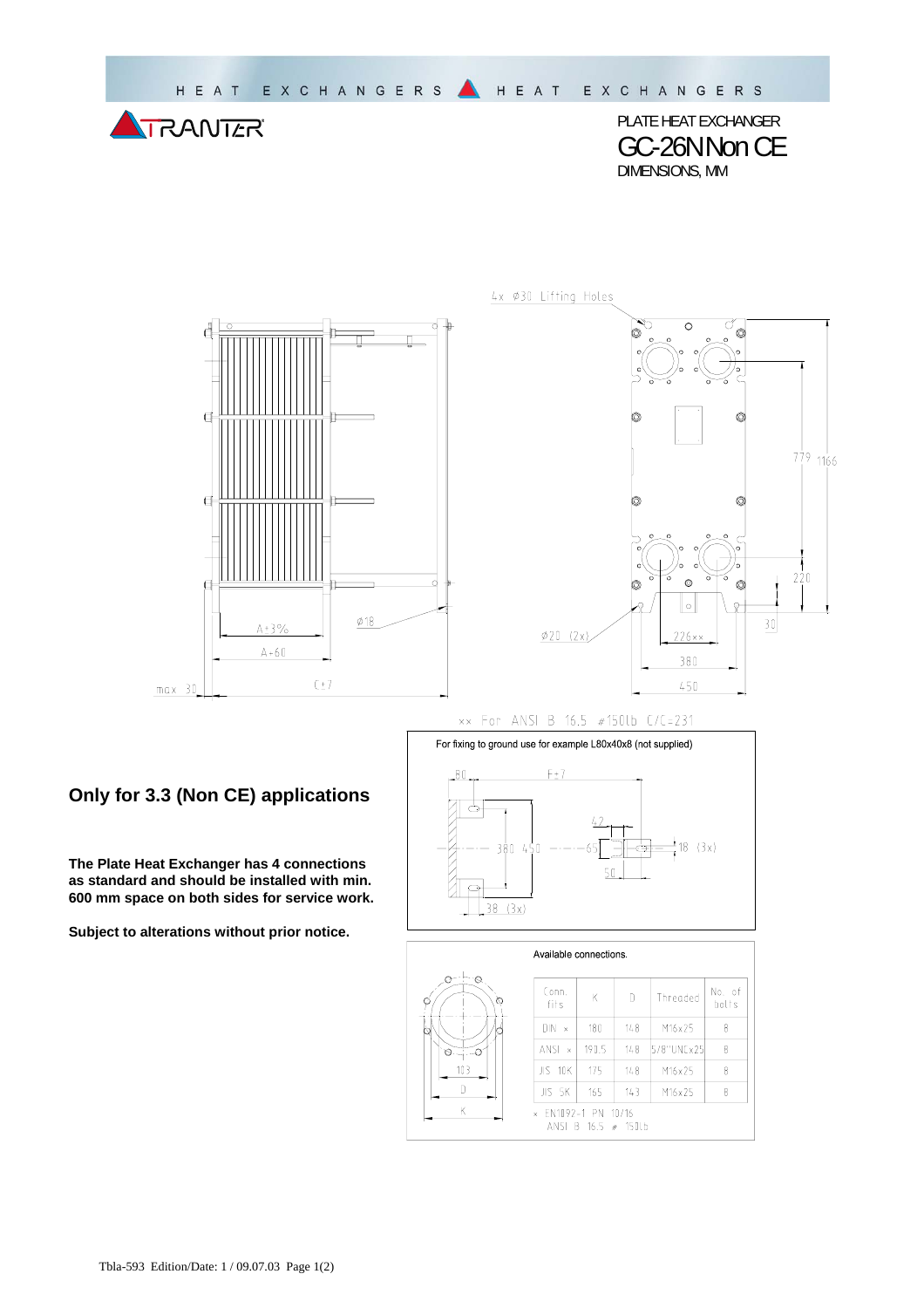PLATE HEAT EXCHANGER

# GC-26N Non CE

DIMENSIONS, MM

4x Ø30 Lifting Holes

A±3%

A+60

C±7

max 30

Ø18

Ø20 (2x)

226××

380

450

779

1166

220

30

×× For ANSI B 16.5 #150lb C/C=231

For fixing to ground use for example L80x40x8 (not supplied)

80

F±7

380

450

65

42

18 (3x)

50

38 (3x)

## Only for 3.3 (Non CE) applications

**The Plate Heat Exchanger has 4 connections as standard and should be installed with min. 600 mm space on both sides for service work.**

**Subject to alterations without prior notice.**

Available connections.

| Conn. fits | K | D | Threaded | No. of bolts |
|---|---|---|---|---|
| DIN × | 180 | 148 | M16x25 | 8 |
| ANSI × | 190.5 | 148 | 5/8"UNCx25 | 8 |
| JIS 10K | 175 | 148 | M16x25 | 8 |
| JIS 5K | 165 | 143 | M16x25 | 8 |

× EN1092-1 PN 10/16
ANSI B 16.5 # 150lb

103

D

K

Tbla-593 Edition/Date: 1 / 09.07.03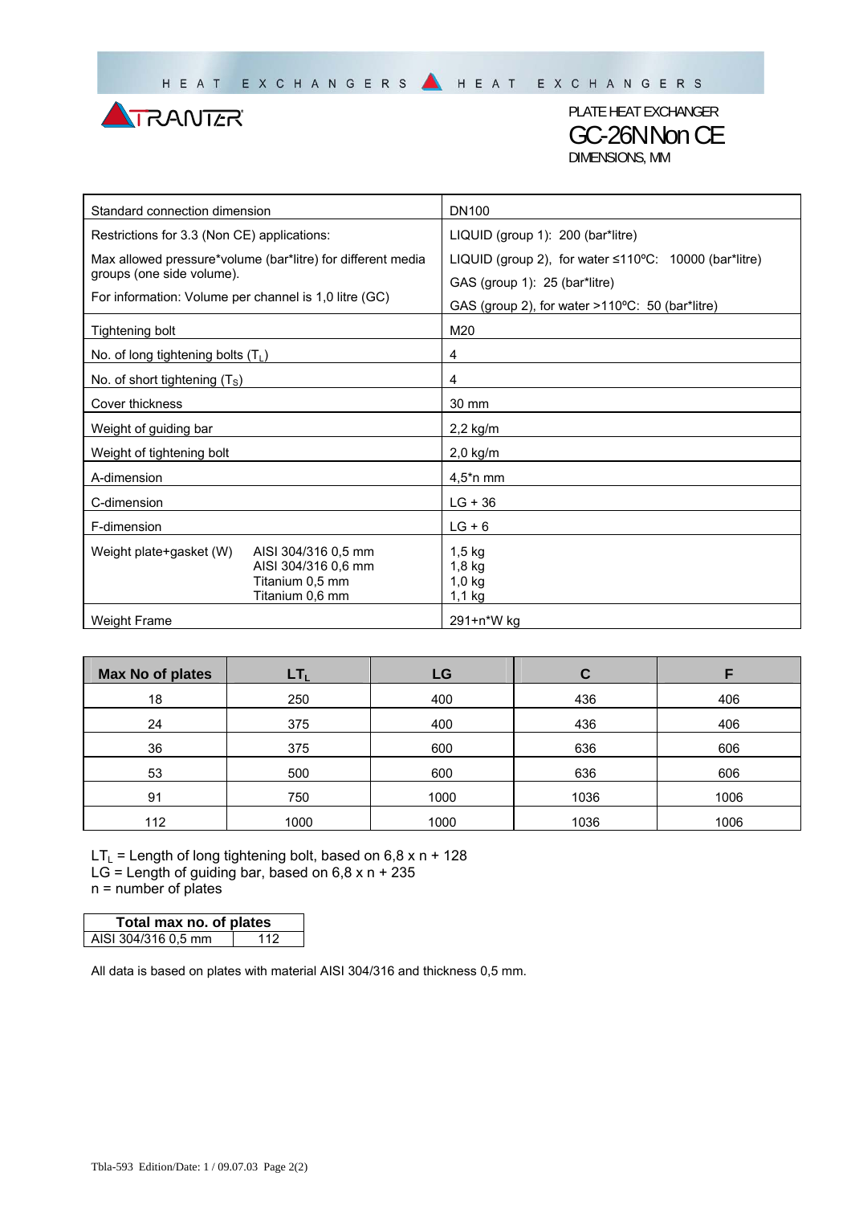PLATE HEAT EXCHANGER

# GC-26N Non CE

DIMENSIONS, MM

| | |
|---|---|
| Standard connection dimension | DN100 |
| Restrictions for 3.3 (Non CE) applications:<br>Max allowed pressure*volume (bar*litre) for different media groups (one side volume).<br>For information: Volume per channel is 1,0 litre (GC) | LIQUID (group 1): 200 (bar*litre)<br>LIQUID (group 2), for water ≤110ºC: 10000 (bar*litre)<br>GAS (group 1): 25 (bar*litre)<br>GAS (group 2), for water >110ºC: 50 (bar*litre) |
| Tightening bolt | M20 |
| No. of long tightening bolts ($T_L$) | 4 |
| No. of short tightening ($T_S$) | 4 |
| Cover thickness | 30 mm |
| Weight of guiding bar | 2,2 kg/m |
| Weight of tightening bolt | 2,0 kg/m |
| A-dimension | 4,5*n mm |
| C-dimension | LG + 36 |
| F-dimension | LG + 6 |
| Weight plate+gasket (W) AISI 304/316 0,5 mm<br>AISI 304/316 0,6 mm<br>Titanium 0,5 mm<br>Titanium 0,6 mm | 1,5 kg<br>1,8 kg<br>1,0 kg<br>1,1 kg |
| Weight Frame | 291+n*W kg |

| Max No of plates | $LT_L$ | LG | C | F |
|---|---|---|---|---|
| 18 | 250 | 400 | 436 | 406 |
| 24 | 375 | 400 | 436 | 406 |
| 36 | 375 | 600 | 636 | 606 |
| 53 | 500 | 600 | 636 | 606 |
| 91 | 750 | 1000 | 1036 | 1006 |
| 112 | 1000 | 1000 | 1036 | 1006 |

$LT_L$ = Length of long tightening bolt, based on 6,8 x n + 128
LG = Length of guiding bar, based on 6,8 x n + 235
n = number of plates

| Total max no. of plates | |
|---|---|
| AISI 304/316 0,5 mm | 112 |

All data is based on plates with material AISI 304/316 and thickness 0,5 mm.

Tbla-593 Edition/Date: 1 / 09.07.03